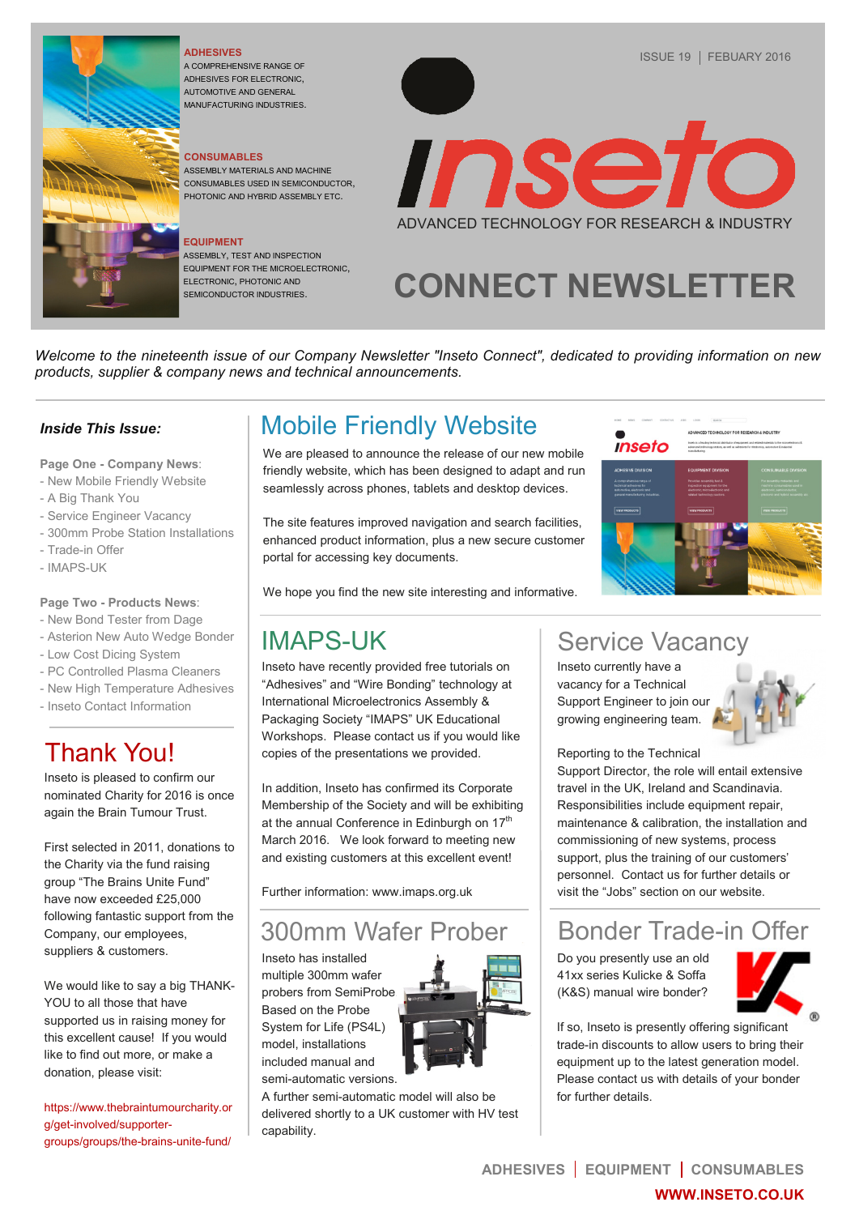**ADHESIVES**
A COMPREHENSIVE RANGE OF ADHESIVES FOR ELECTRONIC, AUTOMOTIVE AND GENERAL MANUFACTURING INDUSTRIES.

**CONSUMABLES**
ASSEMBLY MATERIALS AND MACHINE CONSUMABLES USED IN SEMICONDUCTOR, PHOTONIC AND HYBRID ASSEMBLY ETC.

**EQUIPMENT**
ASSEMBLY, TEST AND INSPECTION EQUIPMENT FOR THE MICROELECTRONIC, ELECTRONIC, PHOTONIC AND SEMICONDUCTOR INDUSTRIES.

ISSUE 19 | FEBUARY 2016

# inseto

ADVANCED TECHNOLOGY FOR RESEARCH & INDUSTRY

# CONNECT NEWSLETTER

*Welcome to the nineteenth issue of our Company Newsletter "Inseto Connect", dedicated to providing information on new products, supplier & company news and technical announcements.*

### *Inside This Issue:*

**Page One - Company News**:
- New Mobile Friendly Website
- A Big Thank You
- Service Engineer Vacancy
- 300mm Probe Station Installations
- Trade-in Offer
- IMAPS-UK

**Page Two - Products News**:
- New Bond Tester from Dage
- Asterion New Auto Wedge Bonder
- Low Cost Dicing System
- PC Controlled Plasma Cleaners
- New High Temperature Adhesives
- Inseto Contact Information

## Mobile Friendly Website

We are pleased to announce the release of our new mobile friendly website, which has been designed to adapt and run seamlessly across phones, tablets and desktop devices.

The site features improved navigation and search facilities, enhanced product information, plus a new secure customer portal for accessing key documents.

We hope you find the new site interesting and informative.

## Thank You!

Inseto is pleased to confirm our nominated Charity for 2016 is once again the Brain Tumour Trust.

First selected in 2011, donations to the Charity via the fund raising group "The Brains Unite Fund" have now exceeded £25,000 following fantastic support from the Company, our employees, suppliers & customers.

We would like to say a big THANK-YOU to all those that have supported us in raising money for this excellent cause! If you would like to find out more, or make a donation, please visit:

https://www.thebraintumourcharity.org/get-involved/supporter-groups/groups/the-brains-unite-fund/

## IMAPS-UK

Inseto have recently provided free tutorials on "Adhesives" and "Wire Bonding" technology at International Microelectronics Assembly & Packaging Society "IMAPS" UK Educational Workshops. Please contact us if you would like copies of the presentations we provided.

In addition, Inseto has confirmed its Corporate Membership of the Society and will be exhibiting at the annual Conference in Edinburgh on 17th March 2016. We look forward to meeting new and existing customers at this excellent event!

Further information: www.imaps.org.uk

## Service Vacancy

Inseto currently have a vacancy for a Technical Support Engineer to join our growing engineering team.

Reporting to the Technical Support Director, the role will entail extensive travel in the UK, Ireland and Scandinavia. Responsibilities include equipment repair, maintenance & calibration, the installation and commissioning of new systems, process support, plus the training of our customers' personnel. Contact us for further details or visit the "Jobs" section on our website.

## 300mm Wafer Prober

Inseto has installed multiple 300mm wafer probers from SemiProbe Based on the Probe System for Life (PS4L) model, installations included manual and semi-automatic versions. A further semi-automatic model will also be delivered shortly to a UK customer with HV test capability.

## Bonder Trade-in Offer

Do you presently use an old 41xx series Kulicke & Soffa (K&S) manual wire bonder?

If so, Inseto is presently offering significant trade-in discounts to allow users to bring their equipment up to the latest generation model. Please contact us with details of your bonder for further details.

ADHESIVES | EQUIPMENT | CONSUMABLES

**WWW.INSETO.CO.UK**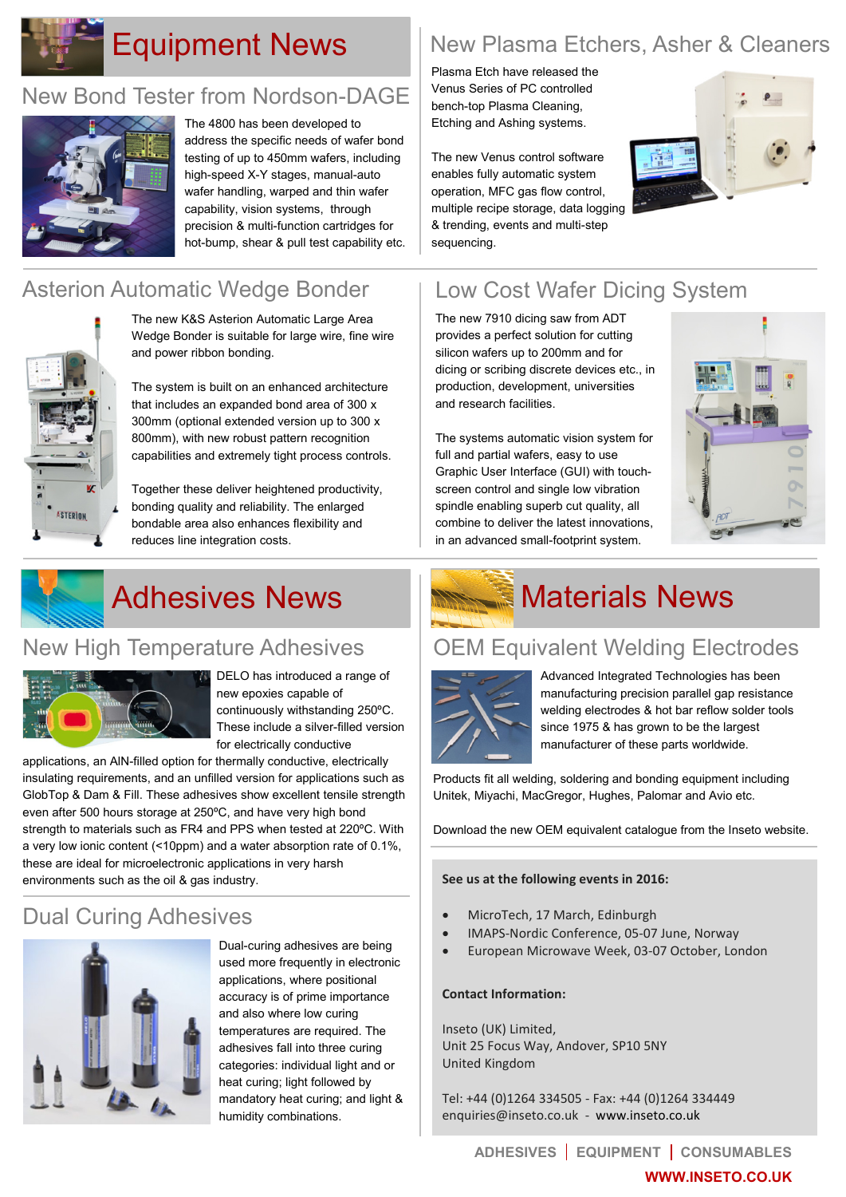# Equipment News

## New Bond Tester from Nordson-DAGE

The 4800 has been developed to address the specific needs of wafer bond testing of up to 450mm wafers, including high-speed X-Y stages, manual-auto wafer handling, warped and thin wafer capability, vision systems, through precision & multi-function cartridges for hot-bump, shear & pull test capability etc.

## New Plasma Etchers, Asher & Cleaners

Plasma Etch have released the Venus Series of PC controlled bench-top Plasma Cleaning, Etching and Ashing systems.

The new Venus control software enables fully automatic system operation, MFC gas flow control, multiple recipe storage, data logging & trending, events and multi-step sequencing.

## Asterion Automatic Wedge Bonder

The new K&S Asterion Automatic Large Area Wedge Bonder is suitable for large wire, fine wire and power ribbon bonding.

The system is built on an enhanced architecture that includes an expanded bond area of 300 x 300mm (optional extended version up to 300 x 800mm), with new robust pattern recognition capabilities and extremely tight process controls.

Together these deliver heightened productivity, bonding quality and reliability. The enlarged bondable area also enhances flexibility and reduces line integration costs.

## Low Cost Wafer Dicing System

The new 7910 dicing saw from ADT provides a perfect solution for cutting silicon wafers up to 200mm and for dicing or scribing discrete devices etc., in production, development, universities and research facilities.

The systems automatic vision system for full and partial wafers, easy to use Graphic User Interface (GUI) with touch-screen control and single low vibration spindle enabling superb cut quality, all combine to deliver the latest innovations, in an advanced small-footprint system.

# Adhesives News

## New High Temperature Adhesives

DELO has introduced a range of new epoxies capable of continuously withstanding 250ºC. These include a silver-filled version for electrically conductive applications, an AlN-filled option for thermally conductive, electrically insulating requirements, and an unfilled version for applications such as GlobTop & Dam & Fill. These adhesives show excellent tensile strength even after 500 hours storage at 250ºC, and have very high bond strength to materials such as FR4 and PPS when tested at 220ºC. With a very low ionic content (<10ppm) and a water absorption rate of 0.1%, these are ideal for microelectronic applications in very harsh environments such as the oil & gas industry.

## Dual Curing Adhesives

Dual-curing adhesives are being used more frequently in electronic applications, where positional accuracy is of prime importance and also where low curing temperatures are required. The adhesives fall into three curing categories: individual light and or heat curing; light followed by mandatory heat curing; and light & humidity combinations.

# Materials News

## OEM Equivalent Welding Electrodes

Advanced Integrated Technologies has been manufacturing precision parallel gap resistance welding electrodes & hot bar reflow solder tools since 1975 & has grown to be the largest manufacturer of these parts worldwide.

Products fit all welding, soldering and bonding equipment including Unitek, Miyachi, MacGregor, Hughes, Palomar and Avio etc.

Download the new OEM equivalent catalogue from the Inseto website.

**See us at the following events in 2016:**

- MicroTech, 17 March, Edinburgh
- IMAPS-Nordic Conference, 05-07 June, Norway
- European Microwave Week, 03-07 October, London

**Contact Information:**

Inseto (UK) Limited,
Unit 25 Focus Way, Andover, SP10 5NY
United Kingdom

Tel: +44 (0)1264 334505 - Fax: +44 (0)1264 334449
enquiries@inseto.co.uk - www.inseto.co.uk

ADHESIVES | EQUIPMENT | CONSUMABLES

WWW.INSETO.CO.UK